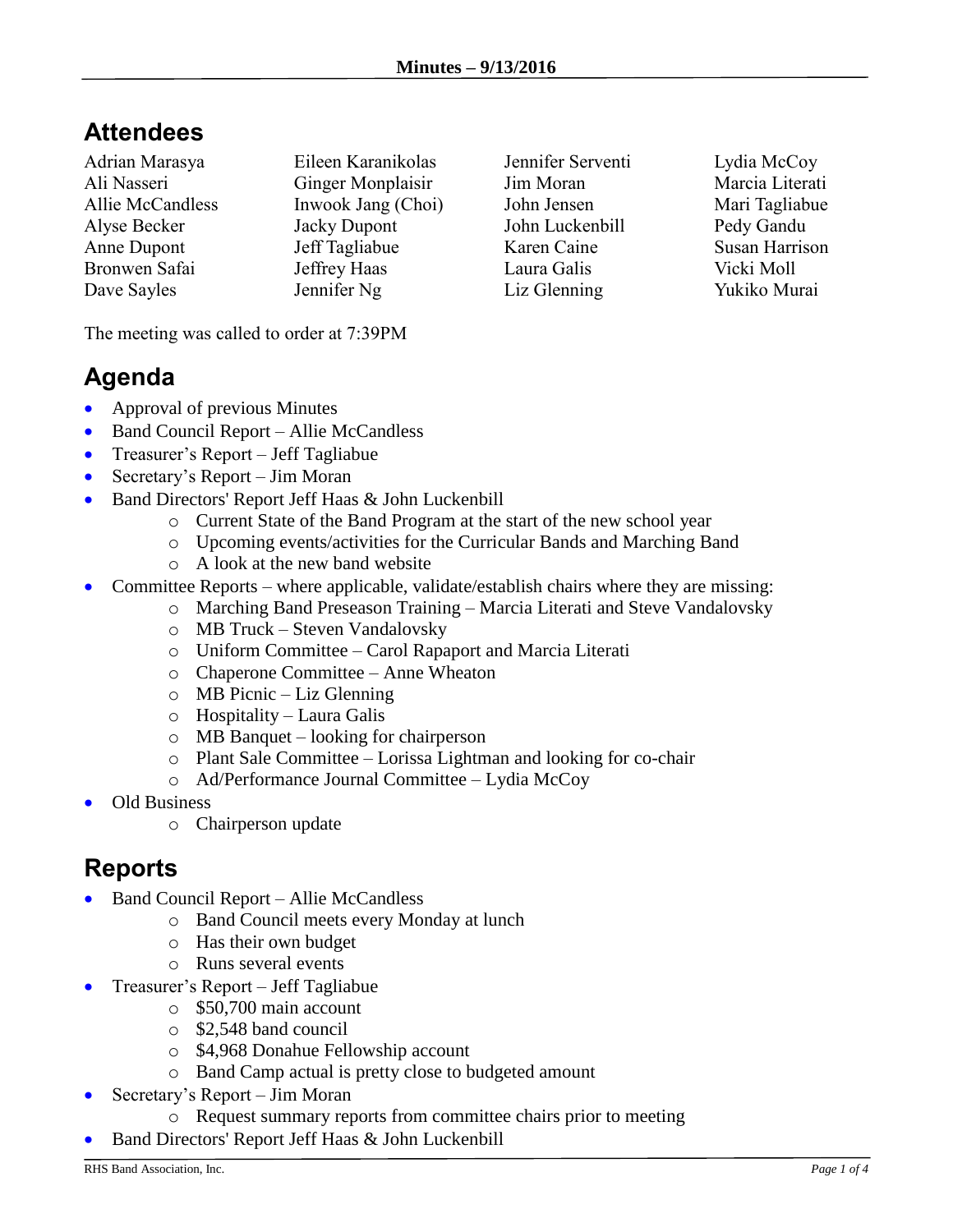**Minutes – 9/13/2016**

# Attendees

| | | | |
|---|---|---|---|
| Adrian Marasya | Eileen Karanikolas | Jennifer Serventi | Lydia McCoy |
| Ali Nasseri | Ginger Monplaisir | Jim Moran | Marcia Literati |
| Allie McCandless | Inwook Jang (Choi) | John Jensen | Mari Tagliabue |
| Alyse Becker | Jacky Dupont | John Luckenbill | Pedy Gandu |
| Anne Dupont | Jeff Tagliabue | Karen Caine | Susan Harrison |
| Bronwen Safai | Jeffrey Haas | Laura Galis | Vicki Moll |
| Dave Sayles | Jennifer Ng | Liz Glenning | Yukiko Murai |

The meeting was called to order at 7:39PM

# Agenda

- Approval of previous Minutes
- Band Council Report – Allie McCandless
- Treasurer's Report – Jeff Tagliabue
- Secretary's Report – Jim Moran
- Band Directors' Report Jeff Haas & John Luckenbill
  - Current State of the Band Program at the start of the new school year
  - Upcoming events/activities for the Curricular Bands and Marching Band
  - A look at the new band website
- Committee Reports – where applicable, validate/establish chairs where they are missing:
  - Marching Band Preseason Training – Marcia Literati and Steve Vandalovsky
  - MB Truck – Steven Vandalovsky
  - Uniform Committee – Carol Rapaport and Marcia Literati
  - Chaperone Committee – Anne Wheaton
  - MB Picnic – Liz Glenning
  - Hospitality – Laura Galis
  - MB Banquet – looking for chairperson
  - Plant Sale Committee – Lorissa Lightman and looking for co-chair
  - Ad/Performance Journal Committee – Lydia McCoy
- Old Business
  - Chairperson update

# Reports

- Band Council Report – Allie McCandless
  - Band Council meets every Monday at lunch
  - Has their own budget
  - Runs several events
- Treasurer's Report – Jeff Tagliabue
  - $50,700 main account
  - $2,548 band council
  - $4,968 Donahue Fellowship account
  - Band Camp actual is pretty close to budgeted amount
- Secretary's Report – Jim Moran
  - Request summary reports from committee chairs prior to meeting
- Band Directors' Report Jeff Haas & John Luckenbill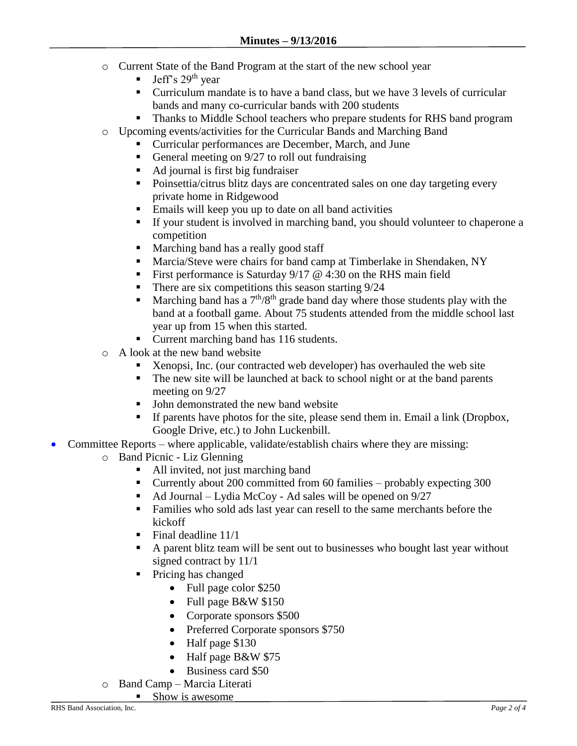- Current State of the Band Program at the start of the new school year
  - Jeff's 29th year
  - Curriculum mandate is to have a band class, but we have 3 levels of curricular bands and many co-curricular bands with 200 students
  - Thanks to Middle School teachers who prepare students for RHS band program
- Upcoming events/activities for the Curricular Bands and Marching Band
  - Curricular performances are December, March, and June
  - General meeting on 9/27 to roll out fundraising
  - Ad journal is first big fundraiser
  - Poinsettia/citrus blitz days are concentrated sales on one day targeting every private home in Ridgewood
  - Emails will keep you up to date on all band activities
  - If your student is involved in marching band, you should volunteer to chaperone a competition
  - Marching band has a really good staff
  - Marcia/Steve were chairs for band camp at Timberlake in Shendaken, NY
  - First performance is Saturday 9/17 @ 4:30 on the RHS main field
  - There are six competitions this season starting 9/24
  - Marching band has a 7th/8th grade band day where those students play with the band at a football game. About 75 students attended from the middle school last year up from 15 when this started.
  - Current marching band has 116 students.
- A look at the new band website
  - Xenopsi, Inc. (our contracted web developer) has overhauled the web site
  - The new site will be launched at back to school night or at the band parents meeting on 9/27
  - John demonstrated the new band website
  - If parents have photos for the site, please send them in. Email a link (Dropbox, Google Drive, etc.) to John Luckenbill.

- Committee Reports – where applicable, validate/establish chairs where they are missing:
  - Band Picnic - Liz Glenning
    - All invited, not just marching band
    - Currently about 200 committed from 60 families – probably expecting 300
    - Ad Journal – Lydia McCoy - Ad sales will be opened on 9/27
    - Families who sold ads last year can resell to the same merchants before the kickoff
    - Final deadline 11/1
    - A parent blitz team will be sent out to businesses who bought last year without signed contract by 11/1
    - Pricing has changed
      - Full page color $250
      - Full page B&W $150
      - Corporate sponsors $500
      - Preferred Corporate sponsors $750
      - Half page $130
      - Half page B&W $75
      - Business card $50
  - Band Camp – Marcia Literati
    - Show is awesome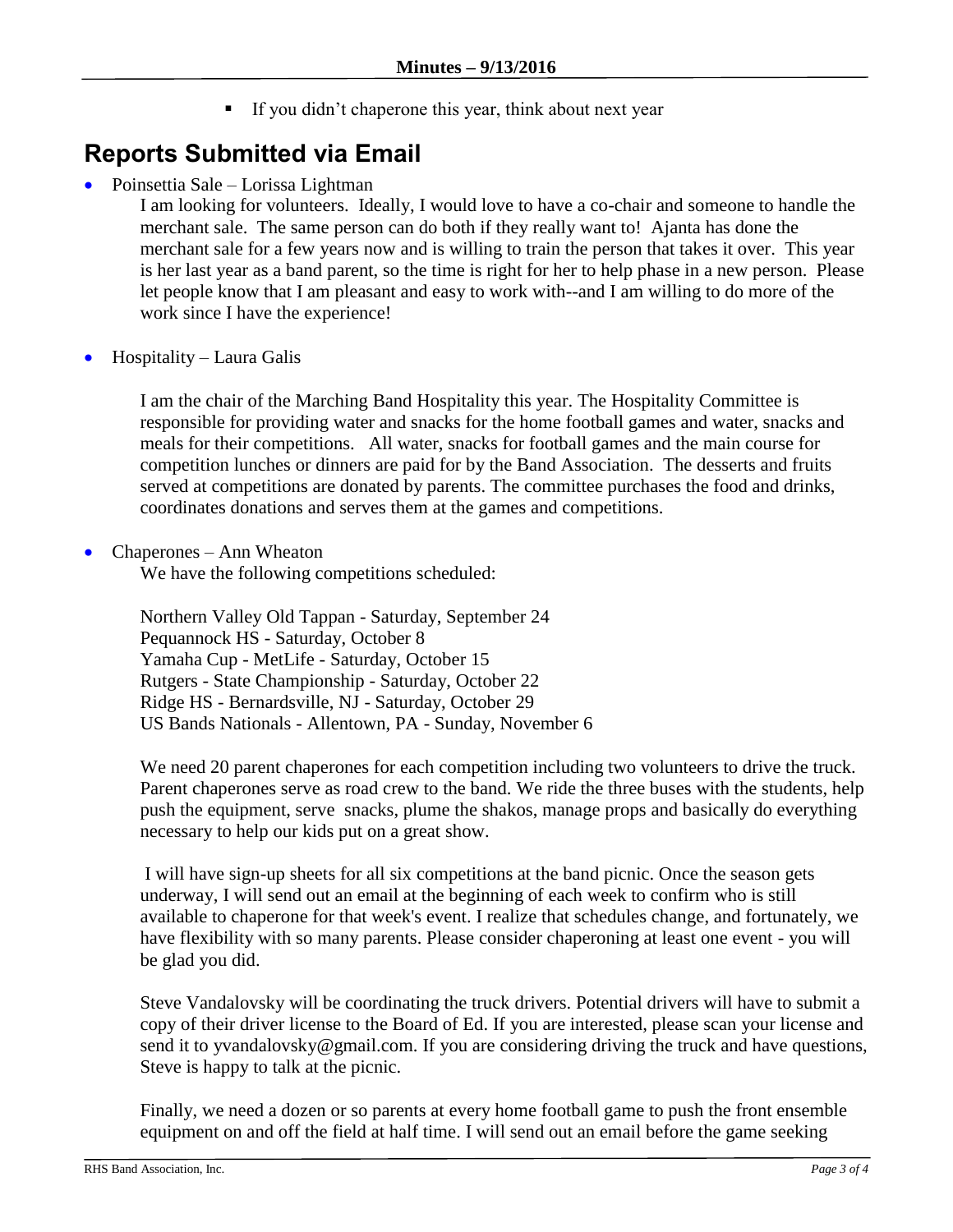- If you didn't chaperone this year, think about next year

## Reports Submitted via Email

- Poinsettia Sale – Lorissa Lightman

  I am looking for volunteers. Ideally, I would love to have a co-chair and someone to handle the merchant sale. The same person can do both if they really want to! Ajanta has done the merchant sale for a few years now and is willing to train the person that takes it over. This year is her last year as a band parent, so the time is right for her to help phase in a new person. Please let people know that I am pleasant and easy to work with--and I am willing to do more of the work since I have the experience!

- Hospitality – Laura Galis

  I am the chair of the Marching Band Hospitality this year. The Hospitality Committee is responsible for providing water and snacks for the home football games and water, snacks and meals for their competitions. All water, snacks for football games and the main course for competition lunches or dinners are paid for by the Band Association. The desserts and fruits served at competitions are donated by parents. The committee purchases the food and drinks, coordinates donations and serves them at the games and competitions.

- Chaperones – Ann Wheaton

  We have the following competitions scheduled:

  Northern Valley Old Tappan - Saturday, September 24
  Pequannock HS - Saturday, October 8
  Yamaha Cup - MetLife - Saturday, October 15
  Rutgers - State Championship - Saturday, October 22
  Ridge HS - Bernardsville, NJ - Saturday, October 29
  US Bands Nationals - Allentown, PA - Sunday, November 6

  We need 20 parent chaperones for each competition including two volunteers to drive the truck. Parent chaperones serve as road crew to the band. We ride the three buses with the students, help push the equipment, serve snacks, plume the shakos, manage props and basically do everything necessary to help our kids put on a great show.

  I will have sign-up sheets for all six competitions at the band picnic. Once the season gets underway, I will send out an email at the beginning of each week to confirm who is still available to chaperone for that week's event. I realize that schedules change, and fortunately, we have flexibility with so many parents. Please consider chaperoning at least one event - you will be glad you did.

  Steve Vandalovsky will be coordinating the truck drivers. Potential drivers will have to submit a copy of their driver license to the Board of Ed. If you are interested, please scan your license and send it to yvandalovsky@gmail.com. If you are considering driving the truck and have questions, Steve is happy to talk at the picnic.

  Finally, we need a dozen or so parents at every home football game to push the front ensemble equipment on and off the field at half time. I will send out an email before the game seeking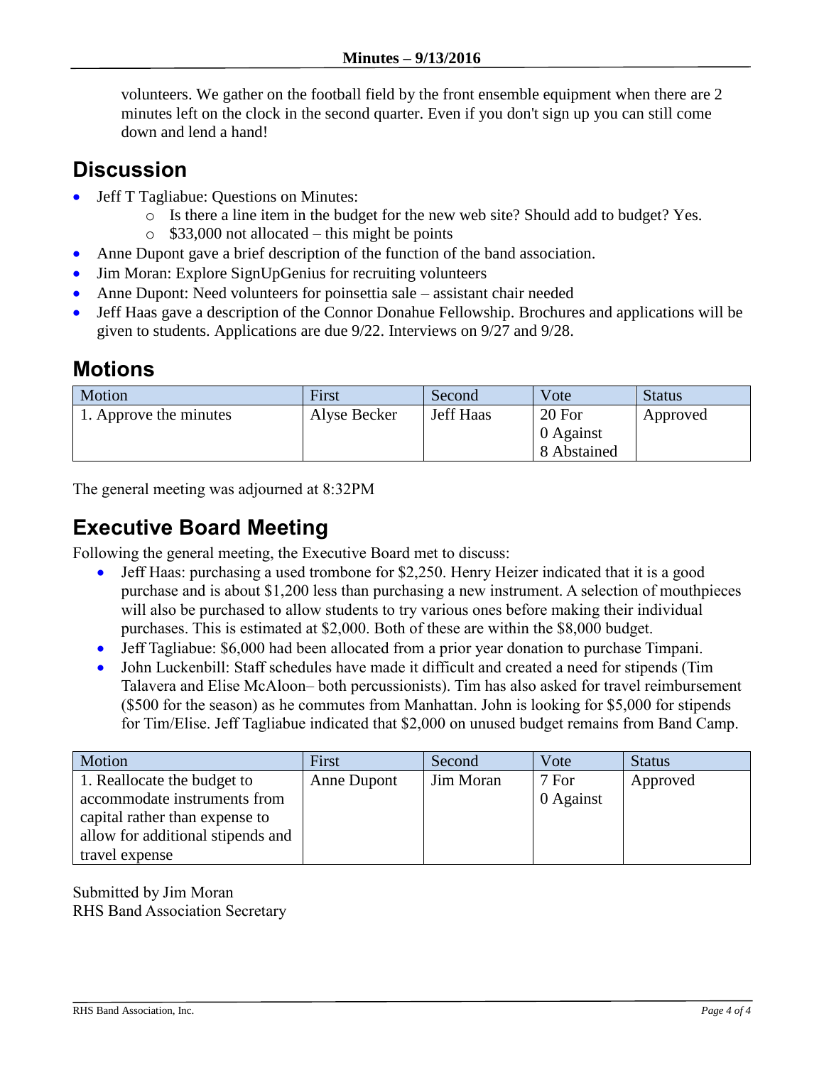volunteers. We gather on the football field by the front ensemble equipment when there are 2 minutes left on the clock in the second quarter. Even if you don't sign up you can still come down and lend a hand!

## Discussion

- Jeff T Tagliabue: Questions on Minutes:
  - Is there a line item in the budget for the new web site? Should add to budget? Yes.
  - $33,000 not allocated – this might be points
- Anne Dupont gave a brief description of the function of the band association.
- Jim Moran: Explore SignUpGenius for recruiting volunteers
- Anne Dupont: Need volunteers for poinsettia sale – assistant chair needed
- Jeff Haas gave a description of the Connor Donahue Fellowship. Brochures and applications will be given to students. Applications are due 9/22. Interviews on 9/27 and 9/28.

## Motions

| Motion | First | Second | Vote | Status |
|---|---|---|---|---|
| 1. Approve the minutes | Alyse Becker | Jeff Haas | 20 For<br>0 Against<br>8 Abstained | Approved |

The general meeting was adjourned at 8:32PM

## Executive Board Meeting

Following the general meeting, the Executive Board met to discuss:

- Jeff Haas: purchasing a used trombone for $2,250. Henry Heizer indicated that it is a good purchase and is about $1,200 less than purchasing a new instrument. A selection of mouthpieces will also be purchased to allow students to try various ones before making their individual purchases. This is estimated at $2,000. Both of these are within the $8,000 budget.
- Jeff Tagliabue: $6,000 had been allocated from a prior year donation to purchase Timpani.
- John Luckenbill: Staff schedules have made it difficult and created a need for stipends (Tim Talavera and Elise McAloon– both percussionists). Tim has also asked for travel reimbursement ($500 for the season) as he commutes from Manhattan. John is looking for $5,000 for stipends for Tim/Elise. Jeff Tagliabue indicated that $2,000 on unused budget remains from Band Camp.

| Motion | First | Second | Vote | Status |
|---|---|---|---|---|
| 1. Reallocate the budget to accommodate instruments from capital rather than expense to allow for additional stipends and travel expense | Anne Dupont | Jim Moran | 7 For<br>0 Against | Approved |

Submitted by Jim Moran
RHS Band Association Secretary